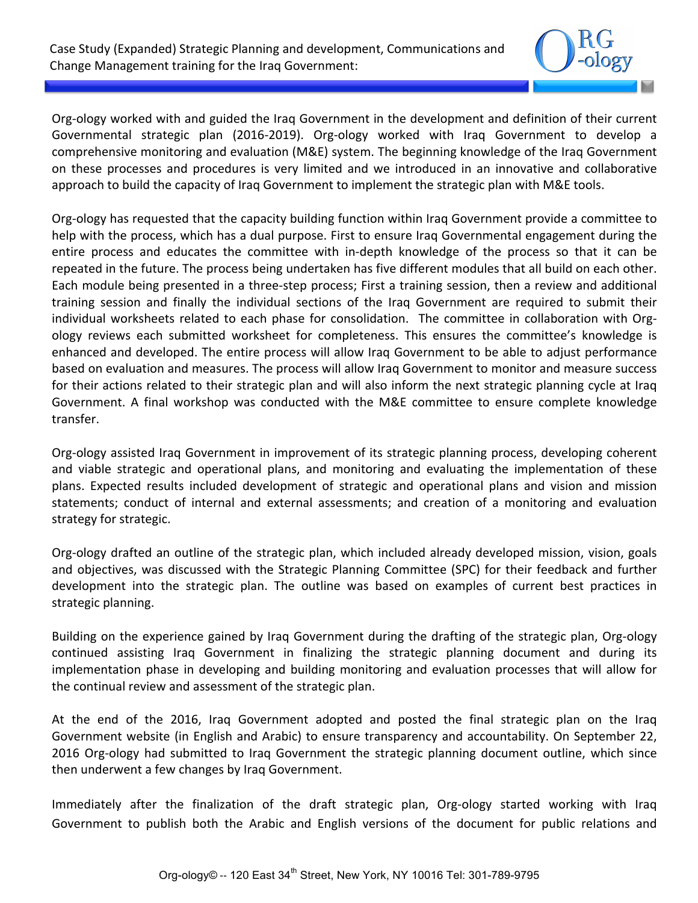# Case Study (Expanded) Strategic Planning and development, Communications and Change Management training for the Iraq Government:

Org-ology worked with and guided the Iraq Government in the development and definition of their current Governmental strategic plan (2016-2019). Org-ology worked with Iraq Government to develop a comprehensive monitoring and evaluation (M&E) system. The beginning knowledge of the Iraq Government on these processes and procedures is very limited and we introduced in an innovative and collaborative approach to build the capacity of Iraq Government to implement the strategic plan with M&E tools.

Org-ology has requested that the capacity building function within Iraq Government provide a committee to help with the process, which has a dual purpose. First to ensure Iraq Governmental engagement during the entire process and educates the committee with in-depth knowledge of the process so that it can be repeated in the future. The process being undertaken has five different modules that all build on each other. Each module being presented in a three-step process; First a training session, then a review and additional training session and finally the individual sections of the Iraq Government are required to submit their individual worksheets related to each phase for consolidation. The committee in collaboration with Org-ology reviews each submitted worksheet for completeness. This ensures the committee's knowledge is enhanced and developed. The entire process will allow Iraq Government to be able to adjust performance based on evaluation and measures. The process will allow Iraq Government to monitor and measure success for their actions related to their strategic plan and will also inform the next strategic planning cycle at Iraq Government. A final workshop was conducted with the M&E committee to ensure complete knowledge transfer.

Org-ology assisted Iraq Government in improvement of its strategic planning process, developing coherent and viable strategic and operational plans, and monitoring and evaluating the implementation of these plans. Expected results included development of strategic and operational plans and vision and mission statements; conduct of internal and external assessments; and creation of a monitoring and evaluation strategy for strategic.

Org-ology drafted an outline of the strategic plan, which included already developed mission, vision, goals and objectives, was discussed with the Strategic Planning Committee (SPC) for their feedback and further development into the strategic plan. The outline was based on examples of current best practices in strategic planning.

Building on the experience gained by Iraq Government during the drafting of the strategic plan, Org-ology continued assisting Iraq Government in finalizing the strategic planning document and during its implementation phase in developing and building monitoring and evaluation processes that will allow for the continual review and assessment of the strategic plan.

At the end of the 2016, Iraq Government adopted and posted the final strategic plan on the Iraq Government website (in English and Arabic) to ensure transparency and accountability. On September 22, 2016 Org-ology had submitted to Iraq Government the strategic planning document outline, which since then underwent a few changes by Iraq Government.

Immediately after the finalization of the draft strategic plan, Org-ology started working with Iraq Government to publish both the Arabic and English versions of the document for public relations and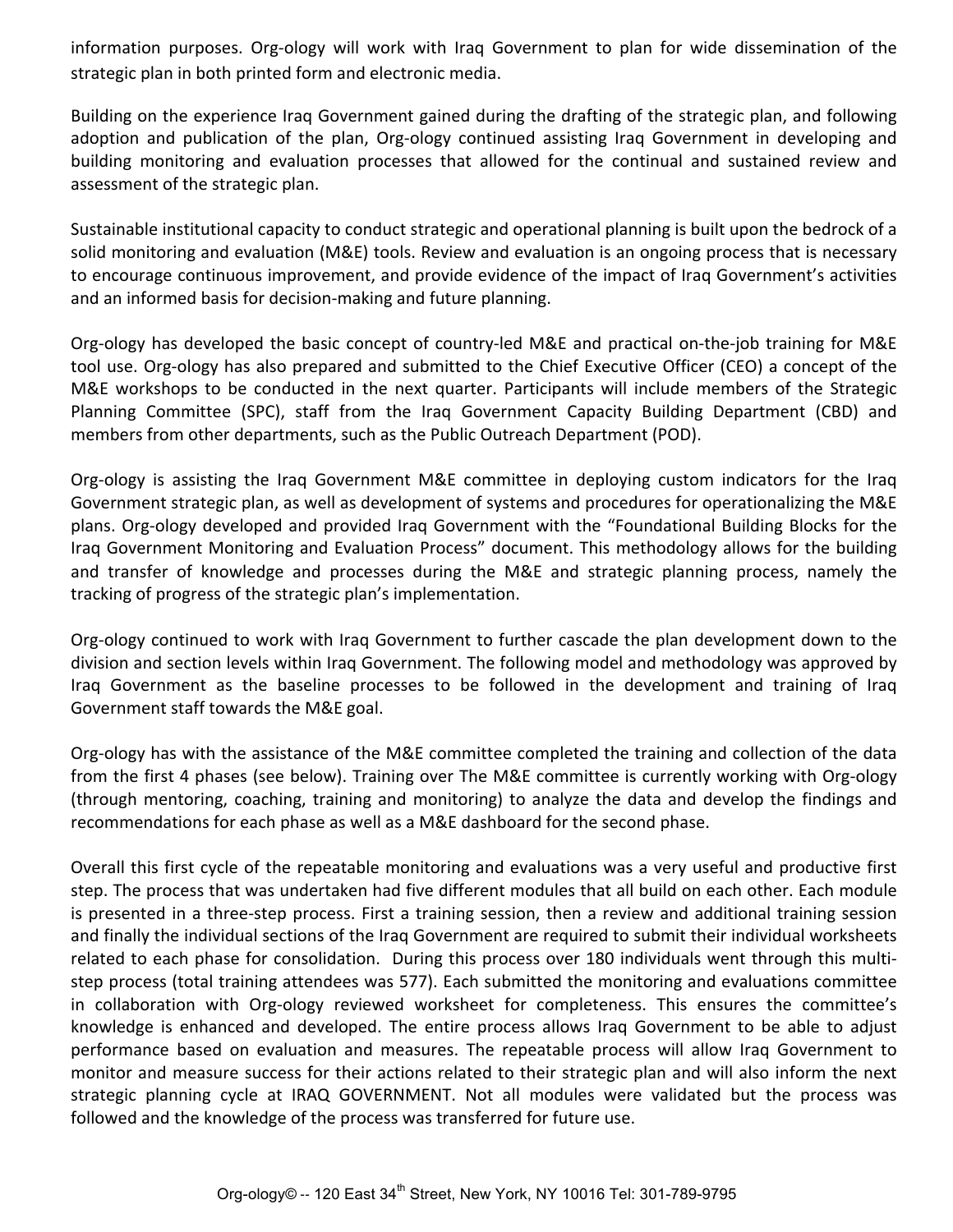information purposes. Org-ology will work with Iraq Government to plan for wide dissemination of the strategic plan in both printed form and electronic media.

Building on the experience Iraq Government gained during the drafting of the strategic plan, and following adoption and publication of the plan, Org-ology continued assisting Iraq Government in developing and building monitoring and evaluation processes that allowed for the continual and sustained review and assessment of the strategic plan.

Sustainable institutional capacity to conduct strategic and operational planning is built upon the bedrock of a solid monitoring and evaluation (M&E) tools. Review and evaluation is an ongoing process that is necessary to encourage continuous improvement, and provide evidence of the impact of Iraq Government's activities and an informed basis for decision-making and future planning.

Org-ology has developed the basic concept of country-led M&E and practical on-the-job training for M&E tool use. Org-ology has also prepared and submitted to the Chief Executive Officer (CEO) a concept of the M&E workshops to be conducted in the next quarter. Participants will include members of the Strategic Planning Committee (SPC), staff from the Iraq Government Capacity Building Department (CBD) and members from other departments, such as the Public Outreach Department (POD).

Org-ology is assisting the Iraq Government M&E committee in deploying custom indicators for the Iraq Government strategic plan, as well as development of systems and procedures for operationalizing the M&E plans. Org-ology developed and provided Iraq Government with the "Foundational Building Blocks for the Iraq Government Monitoring and Evaluation Process" document. This methodology allows for the building and transfer of knowledge and processes during the M&E and strategic planning process, namely the tracking of progress of the strategic plan's implementation.

Org-ology continued to work with Iraq Government to further cascade the plan development down to the division and section levels within Iraq Government. The following model and methodology was approved by Iraq Government as the baseline processes to be followed in the development and training of Iraq Government staff towards the M&E goal.

Org-ology has with the assistance of the M&E committee completed the training and collection of the data from the first 4 phases (see below). Training over The M&E committee is currently working with Org-ology (through mentoring, coaching, training and monitoring) to analyze the data and develop the findings and recommendations for each phase as well as a M&E dashboard for the second phase.

Overall this first cycle of the repeatable monitoring and evaluations was a very useful and productive first step. The process that was undertaken had five different modules that all build on each other. Each module is presented in a three-step process. First a training session, then a review and additional training session and finally the individual sections of the Iraq Government are required to submit their individual worksheets related to each phase for consolidation. During this process over 180 individuals went through this multi-step process (total training attendees was 577). Each submitted the monitoring and evaluations committee in collaboration with Org-ology reviewed worksheet for completeness. This ensures the committee's knowledge is enhanced and developed. The entire process allows Iraq Government to be able to adjust performance based on evaluation and measures. The repeatable process will allow Iraq Government to monitor and measure success for their actions related to their strategic plan and will also inform the next strategic planning cycle at IRAQ GOVERNMENT. Not all modules were validated but the process was followed and the knowledge of the process was transferred for future use.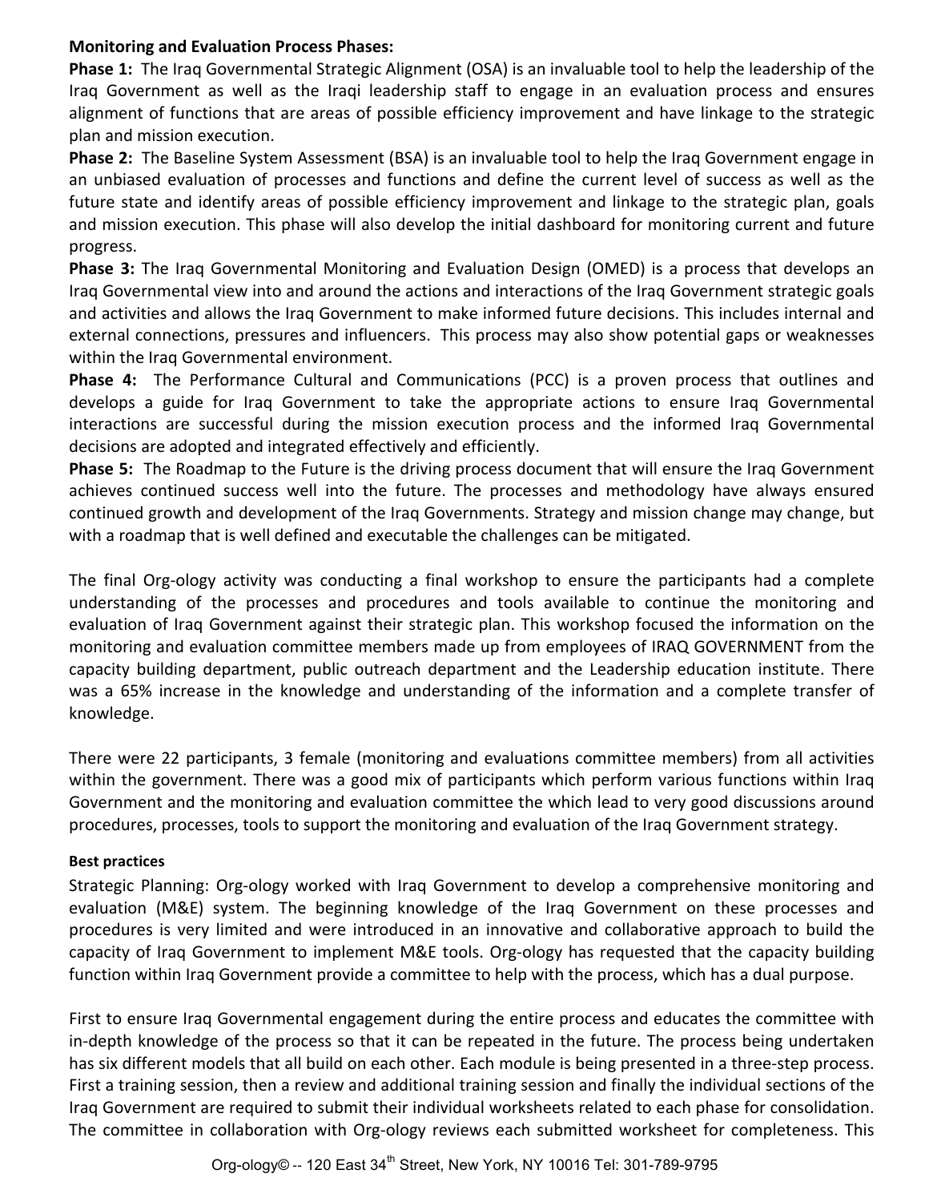**Monitoring and Evaluation Process Phases:**

**Phase 1:** The Iraq Governmental Strategic Alignment (OSA) is an invaluable tool to help the leadership of the Iraq Government as well as the Iraqi leadership staff to engage in an evaluation process and ensures alignment of functions that are areas of possible efficiency improvement and have linkage to the strategic plan and mission execution.

**Phase 2:** The Baseline System Assessment (BSA) is an invaluable tool to help the Iraq Government engage in an unbiased evaluation of processes and functions and define the current level of success as well as the future state and identify areas of possible efficiency improvement and linkage to the strategic plan, goals and mission execution. This phase will also develop the initial dashboard for monitoring current and future progress.

**Phase 3:** The Iraq Governmental Monitoring and Evaluation Design (OMED) is a process that develops an Iraq Governmental view into and around the actions and interactions of the Iraq Government strategic goals and activities and allows the Iraq Government to make informed future decisions. This includes internal and external connections, pressures and influencers. This process may also show potential gaps or weaknesses within the Iraq Governmental environment.

**Phase 4:** The Performance Cultural and Communications (PCC) is a proven process that outlines and develops a guide for Iraq Government to take the appropriate actions to ensure Iraq Governmental interactions are successful during the mission execution process and the informed Iraq Governmental decisions are adopted and integrated effectively and efficiently.

**Phase 5:** The Roadmap to the Future is the driving process document that will ensure the Iraq Government achieves continued success well into the future. The processes and methodology have always ensured continued growth and development of the Iraq Governments. Strategy and mission change may change, but with a roadmap that is well defined and executable the challenges can be mitigated.

The final Org-ology activity was conducting a final workshop to ensure the participants had a complete understanding of the processes and procedures and tools available to continue the monitoring and evaluation of Iraq Government against their strategic plan. This workshop focused the information on the monitoring and evaluation committee members made up from employees of IRAQ GOVERNMENT from the capacity building department, public outreach department and the Leadership education institute. There was a 65% increase in the knowledge and understanding of the information and a complete transfer of knowledge.

There were 22 participants, 3 female (monitoring and evaluations committee members) from all activities within the government. There was a good mix of participants which perform various functions within Iraq Government and the monitoring and evaluation committee the which lead to very good discussions around procedures, processes, tools to support the monitoring and evaluation of the Iraq Government strategy.

**Best practices**

Strategic Planning: Org-ology worked with Iraq Government to develop a comprehensive monitoring and evaluation (M&E) system. The beginning knowledge of the Iraq Government on these processes and procedures is very limited and were introduced in an innovative and collaborative approach to build the capacity of Iraq Government to implement M&E tools. Org-ology has requested that the capacity building function within Iraq Government provide a committee to help with the process, which has a dual purpose.

First to ensure Iraq Governmental engagement during the entire process and educates the committee with in-depth knowledge of the process so that it can be repeated in the future. The process being undertaken has six different models that all build on each other. Each module is being presented in a three-step process. First a training session, then a review and additional training session and finally the individual sections of the Iraq Government are required to submit their individual worksheets related to each phase for consolidation. The committee in collaboration with Org-ology reviews each submitted worksheet for completeness. This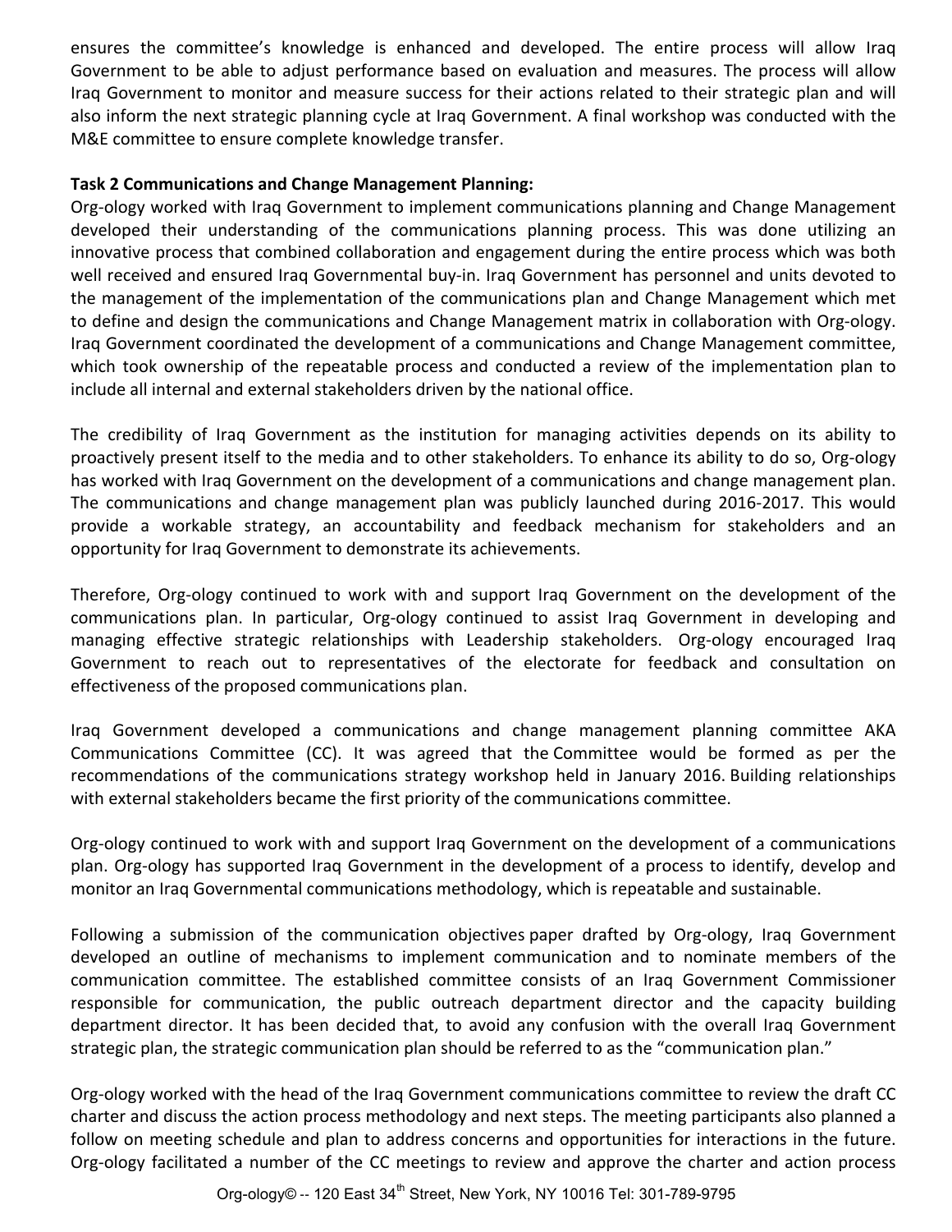ensures the committee's knowledge is enhanced and developed. The entire process will allow Iraq Government to be able to adjust performance based on evaluation and measures. The process will allow Iraq Government to monitor and measure success for their actions related to their strategic plan and will also inform the next strategic planning cycle at Iraq Government. A final workshop was conducted with the M&E committee to ensure complete knowledge transfer.

**Task 2 Communications and Change Management Planning:**

Org-ology worked with Iraq Government to implement communications planning and Change Management developed their understanding of the communications planning process. This was done utilizing an innovative process that combined collaboration and engagement during the entire process which was both well received and ensured Iraq Governmental buy-in. Iraq Government has personnel and units devoted to the management of the implementation of the communications plan and Change Management which met to define and design the communications and Change Management matrix in collaboration with Org-ology. Iraq Government coordinated the development of a communications and Change Management committee, which took ownership of the repeatable process and conducted a review of the implementation plan to include all internal and external stakeholders driven by the national office.

The credibility of Iraq Government as the institution for managing activities depends on its ability to proactively present itself to the media and to other stakeholders. To enhance its ability to do so, Org-ology has worked with Iraq Government on the development of a communications and change management plan. The communications and change management plan was publicly launched during 2016-2017. This would provide a workable strategy, an accountability and feedback mechanism for stakeholders and an opportunity for Iraq Government to demonstrate its achievements.

Therefore, Org-ology continued to work with and support Iraq Government on the development of the communications plan. In particular, Org-ology continued to assist Iraq Government in developing and managing effective strategic relationships with Leadership stakeholders. Org-ology encouraged Iraq Government to reach out to representatives of the electorate for feedback and consultation on effectiveness of the proposed communications plan.

Iraq Government developed a communications and change management planning committee AKA Communications Committee (CC). It was agreed that the Committee would be formed as per the recommendations of the communications strategy workshop held in January 2016. Building relationships with external stakeholders became the first priority of the communications committee.

Org-ology continued to work with and support Iraq Government on the development of a communications plan. Org-ology has supported Iraq Government in the development of a process to identify, develop and monitor an Iraq Governmental communications methodology, which is repeatable and sustainable.

Following a submission of the communication objectives paper drafted by Org-ology, Iraq Government developed an outline of mechanisms to implement communication and to nominate members of the communication committee. The established committee consists of an Iraq Government Commissioner responsible for communication, the public outreach department director and the capacity building department director. It has been decided that, to avoid any confusion with the overall Iraq Government strategic plan, the strategic communication plan should be referred to as the "communication plan."

Org-ology worked with the head of the Iraq Government communications committee to review the draft CC charter and discuss the action process methodology and next steps. The meeting participants also planned a follow on meeting schedule and plan to address concerns and opportunities for interactions in the future. Org-ology facilitated a number of the CC meetings to review and approve the charter and action process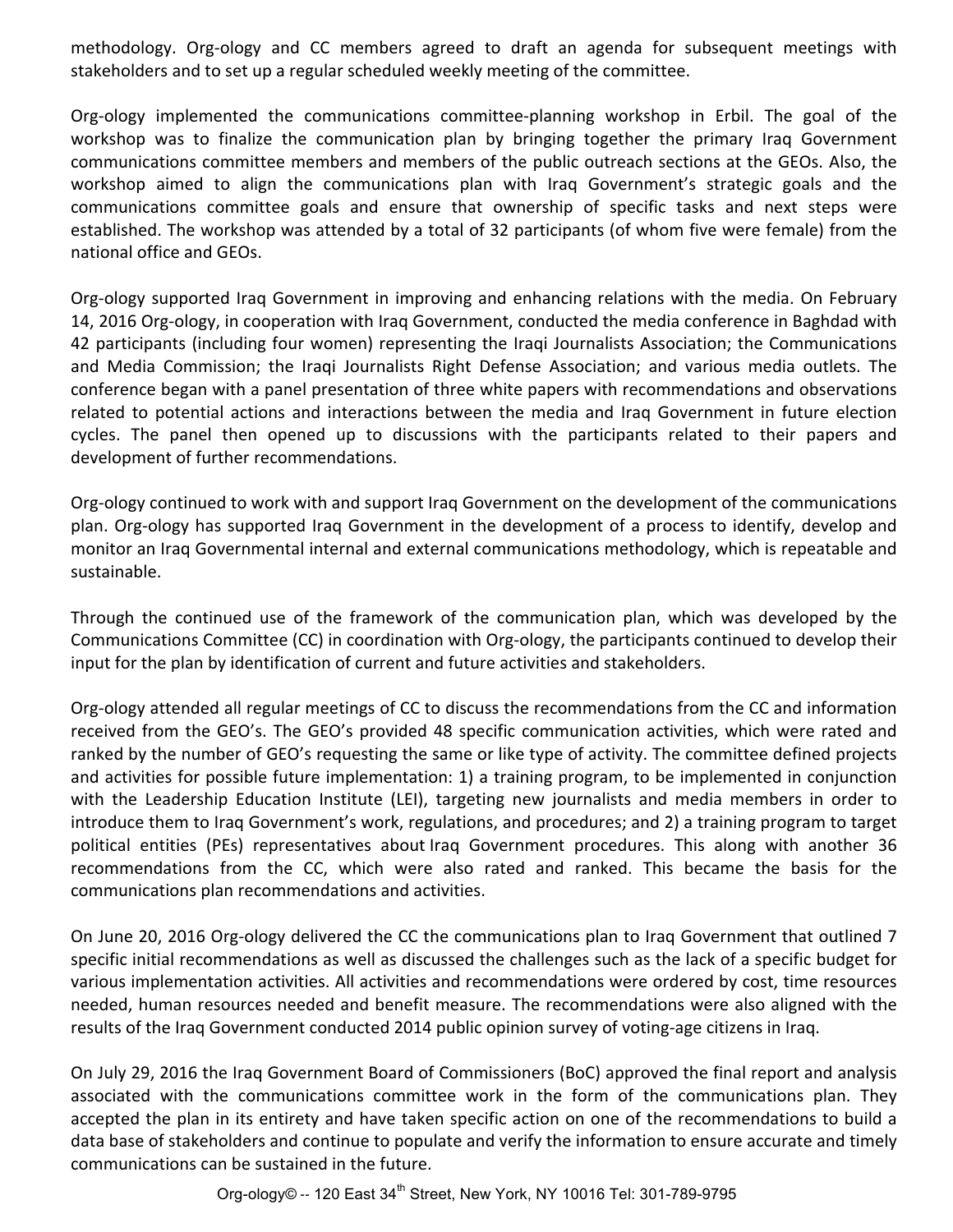methodology. Org-ology and CC members agreed to draft an agenda for subsequent meetings with stakeholders and to set up a regular scheduled weekly meeting of the committee.

Org-ology implemented the communications committee-planning workshop in Erbil. The goal of the workshop was to finalize the communication plan by bringing together the primary Iraq Government communications committee members and members of the public outreach sections at the GEOs. Also, the workshop aimed to align the communications plan with Iraq Government's strategic goals and the communications committee goals and ensure that ownership of specific tasks and next steps were established. The workshop was attended by a total of 32 participants (of whom five were female) from the national office and GEOs.

Org-ology supported Iraq Government in improving and enhancing relations with the media. On February 14, 2016 Org-ology, in cooperation with Iraq Government, conducted the media conference in Baghdad with 42 participants (including four women) representing the Iraqi Journalists Association; the Communications and Media Commission; the Iraqi Journalists Right Defense Association; and various media outlets. The conference began with a panel presentation of three white papers with recommendations and observations related to potential actions and interactions between the media and Iraq Government in future election cycles. The panel then opened up to discussions with the participants related to their papers and development of further recommendations.

Org-ology continued to work with and support Iraq Government on the development of the communications plan. Org-ology has supported Iraq Government in the development of a process to identify, develop and monitor an Iraq Governmental internal and external communications methodology, which is repeatable and sustainable.

Through the continued use of the framework of the communication plan, which was developed by the Communications Committee (CC) in coordination with Org-ology, the participants continued to develop their input for the plan by identification of current and future activities and stakeholders.

Org-ology attended all regular meetings of CC to discuss the recommendations from the CC and information received from the GEO's. The GEO's provided 48 specific communication activities, which were rated and ranked by the number of GEO's requesting the same or like type of activity. The committee defined projects and activities for possible future implementation: 1) a training program, to be implemented in conjunction with the Leadership Education Institute (LEI), targeting new journalists and media members in order to introduce them to Iraq Government's work, regulations, and procedures; and 2) a training program to target political entities (PEs) representatives about Iraq Government procedures. This along with another 36 recommendations from the CC, which were also rated and ranked. This became the basis for the communications plan recommendations and activities.

On June 20, 2016 Org-ology delivered the CC the communications plan to Iraq Government that outlined 7 specific initial recommendations as well as discussed the challenges such as the lack of a specific budget for various implementation activities. All activities and recommendations were ordered by cost, time resources needed, human resources needed and benefit measure. The recommendations were also aligned with the results of the Iraq Government conducted 2014 public opinion survey of voting-age citizens in Iraq.

On July 29, 2016 the Iraq Government Board of Commissioners (BoC) approved the final report and analysis associated with the communications committee work in the form of the communications plan. They accepted the plan in its entirety and have taken specific action on one of the recommendations to build a data base of stakeholders and continue to populate and verify the information to ensure accurate and timely communications can be sustained in the future.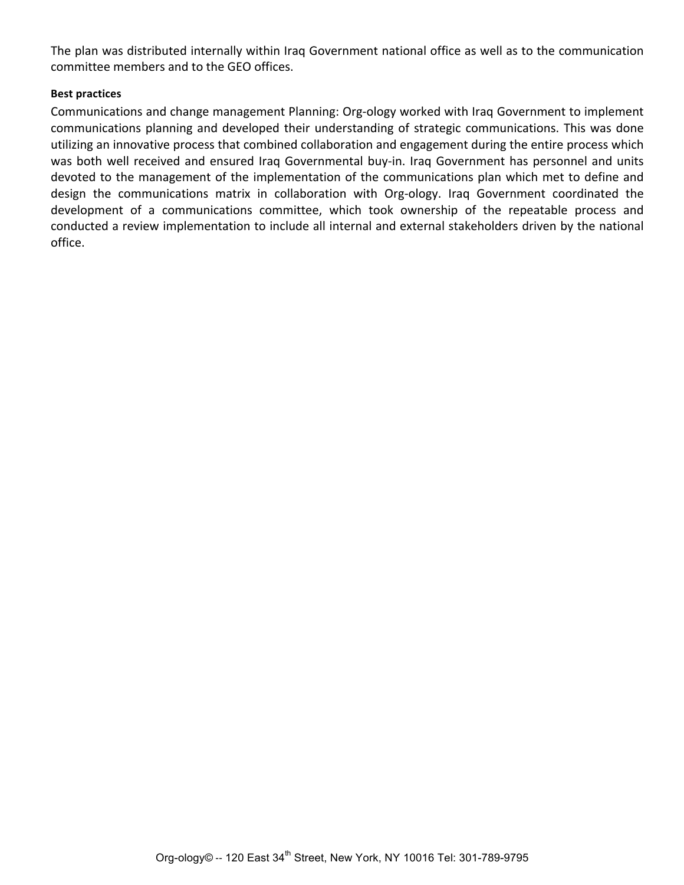The plan was distributed internally within Iraq Government national office as well as to the communication committee members and to the GEO offices.

**Best practices**

Communications and change management Planning: Org-ology worked with Iraq Government to implement communications planning and developed their understanding of strategic communications. This was done utilizing an innovative process that combined collaboration and engagement during the entire process which was both well received and ensured Iraq Governmental buy-in. Iraq Government has personnel and units devoted to the management of the implementation of the communications plan which met to define and design the communications matrix in collaboration with Org-ology. Iraq Government coordinated the development of a communications committee, which took ownership of the repeatable process and conducted a review implementation to include all internal and external stakeholders driven by the national office.